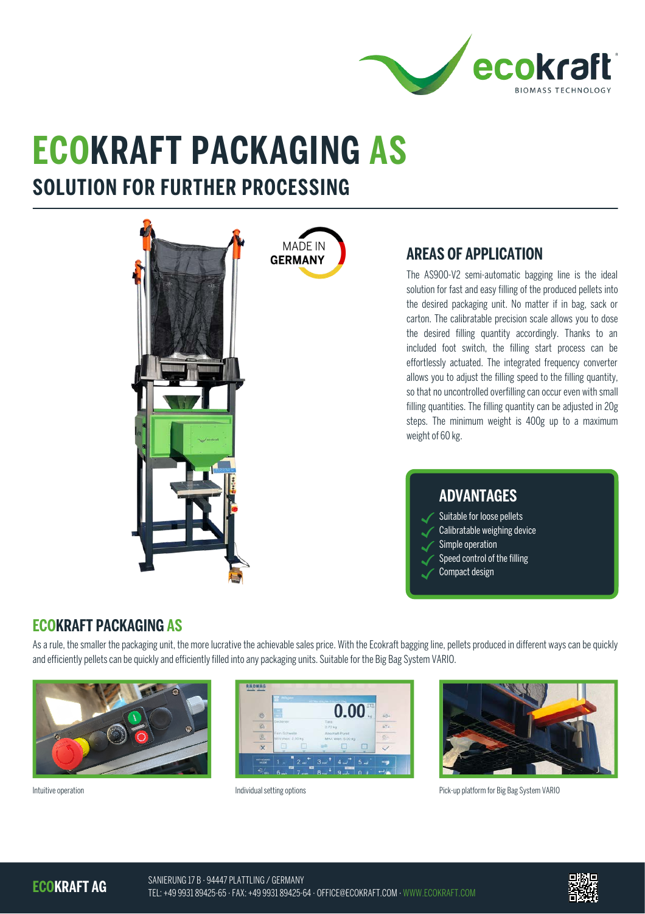# ECOKRAFT PACKAGING AS

## SOLUTION FOR FURTHER PROCESSING

MADE IN **GERMANY**

## AREAS OF APPLICATION

The AS900-V2 semi-automatic bagging line is the ideal solution for fast and easy filling of the produced pellets into the desired packaging unit. No matter if in bag, sack or carton. The calibratable precision scale allows you to dose the desired filling quantity accordingly. Thanks to an included foot switch, the filling start process can be effortlessly actuated. The integrated frequency converter allows you to adjust the filling speed to the filling quantity, so that no uncontrolled overfilling can occur even with small filling quantities. The filling quantity can be adjusted in 20g steps. The minimum weight is 400g up to a maximum weight of 60 kg.

## ADVANTAGES

- Suitable for loose pellets
- Calibratable weighing device
- Simple operation
- Speed control of the filling
- Compact design

## ECOKRAFT PACKAGING AS

As a rule, the smaller the packaging unit, the more lucrative the achievable sales price. With the Ecokraft bagging line, pellets produced in different ways can be quickly and efficiently pellets can be quickly and efficiently filled into any packaging units. Suitable for the Big Bag System VARIO.

Intuitive operation

Individual setting options

Pick-up platform for Big Bag System VARIO

**ECOKRAFT AG**

SANIERUNG 17 B · 94447 PLATTLING / GERMANY
TEL: +49 9931 89425-65 · FAX: +49 9931 89425-64 · OFFICE@ECOKRAFT.COM · WWW.ECOKRAFT.COM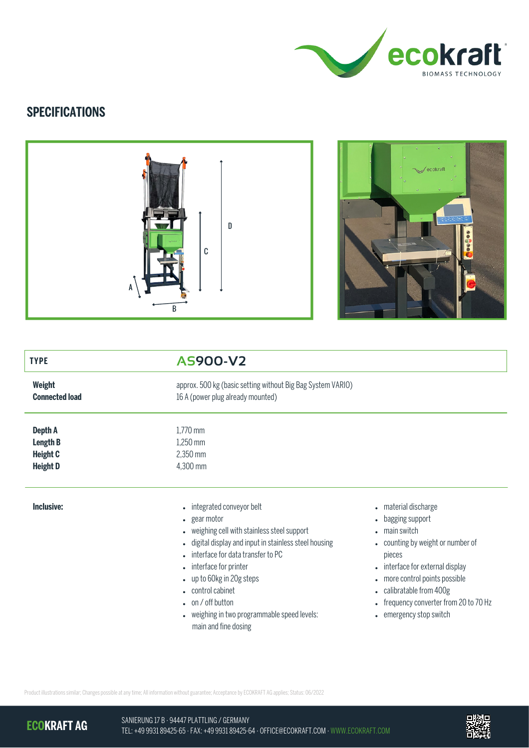## SPECIFICATIONS

D

C

A

B

| TYPE | AS900-V2 |
|---|---|
| **Weight** | approx. 500 kg (basic setting without Big Bag System VARIO) |
| **Connected load** | 16 A (power plug already mounted) |
| **Depth A** | 1,770 mm |
| **Length B** | 1,250 mm |
| **Height C** | 2,350 mm |
| **Height D** | 4,300 mm |

**Inclusive:**

- integrated conveyor belt
- gear motor
- weighing cell with stainless steel support
- digital display and input in stainless steel housing
- interface for data transfer to PC
- interface for printer
- up to 60kg in 20g steps
- control cabinet
- on / off button
- weighing in two programmable speed levels: main and fine dosing
- material discharge
- bagging support
- main switch
- counting by weight or number of pieces
- interface for external display
- more control points possible
- calibratable from 400g
- frequency converter from 20 to 70 Hz
- emergency stop switch

Product illustrations similar; Changes possible at any time; All information without guarantee; Acceptance by ECOKRAFT AG applies; Status: 06/2022

**ECOKRAFT AG**

SANIERUNG 17 B · 94447 PLATTLING / GERMANY
TEL: +49 9931 89425-65 · FAX: +49 9931 89425-64 · OFFICE@ECOKRAFT.COM · WWW.ECOKRAFT.COM